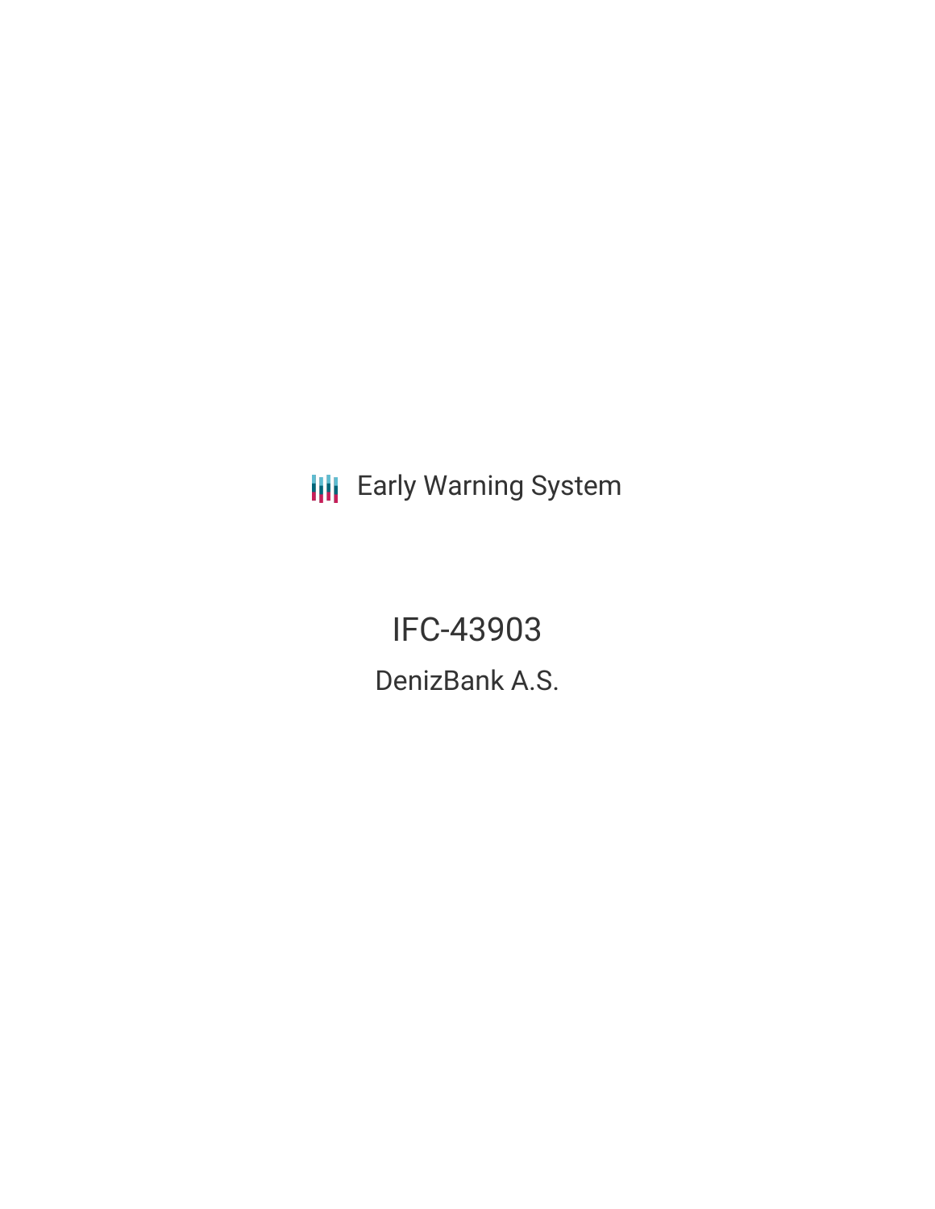Early Warning System

# IFC-43903

## DenizBank A.S.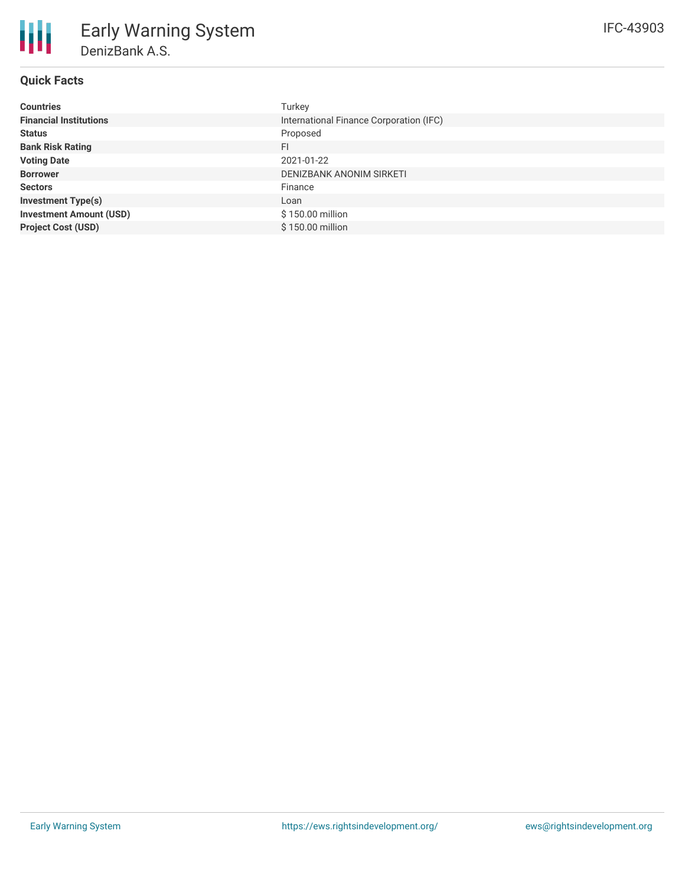# Early Warning System

## DenizBank A.S.

IFC-43903

### Quick Facts

| | |
|---|---|
| **Countries** | Turkey |
| **Financial Institutions** | International Finance Corporation (IFC) |
| **Status** | Proposed |
| **Bank Risk Rating** | FI |
| **Voting Date** | 2021-01-22 |
| **Borrower** | DENIZBANK ANONIM SIRKETI |
| **Sectors** | Finance |
| **Investment Type(s)** | Loan |
| **Investment Amount (USD)** | $ 150.00 million |
| **Project Cost (USD)** | $ 150.00 million |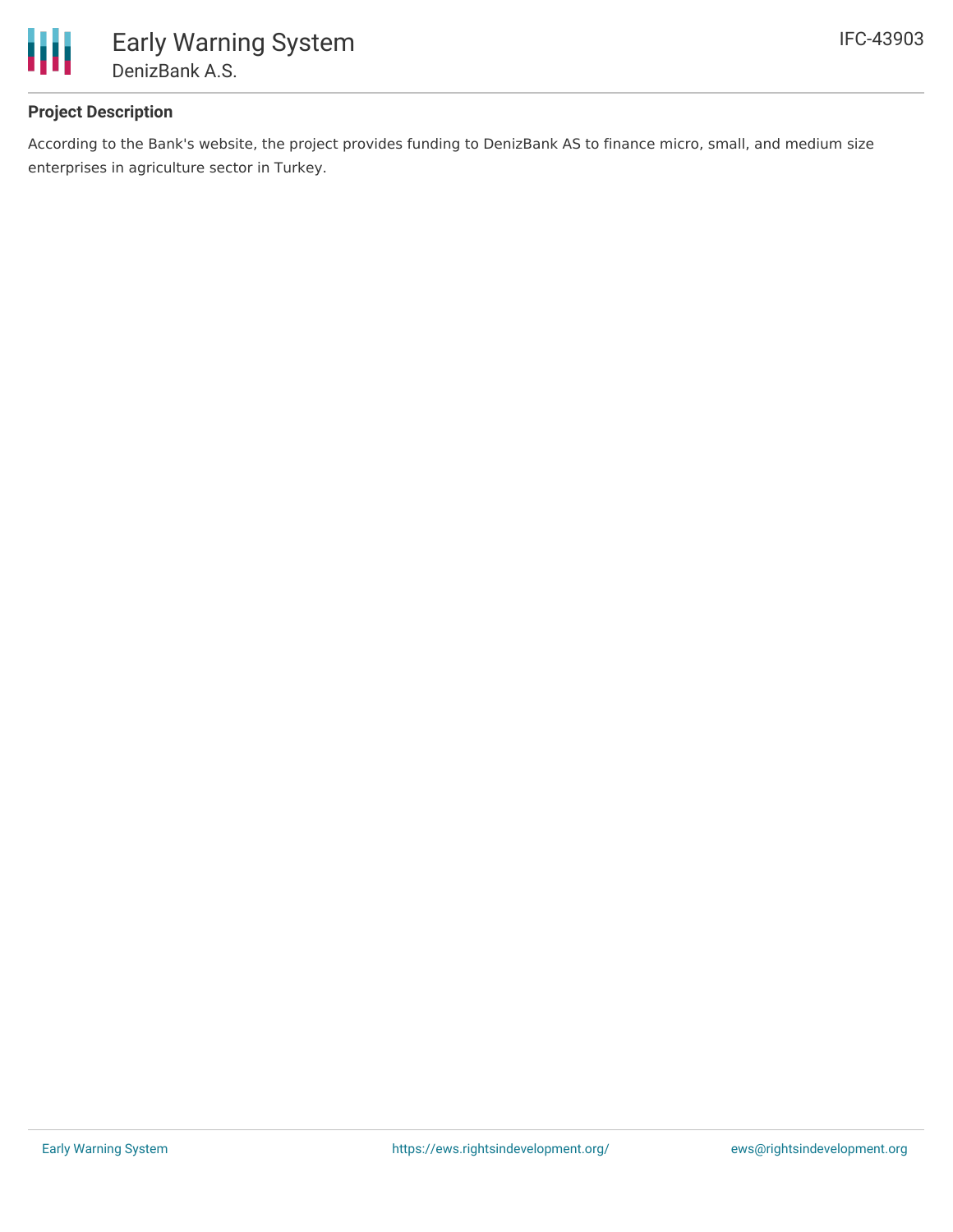## Project Description

According to the Bank's website, the project provides funding to DenizBank AS to finance micro, small, and medium size enterprises in agriculture sector in Turkey.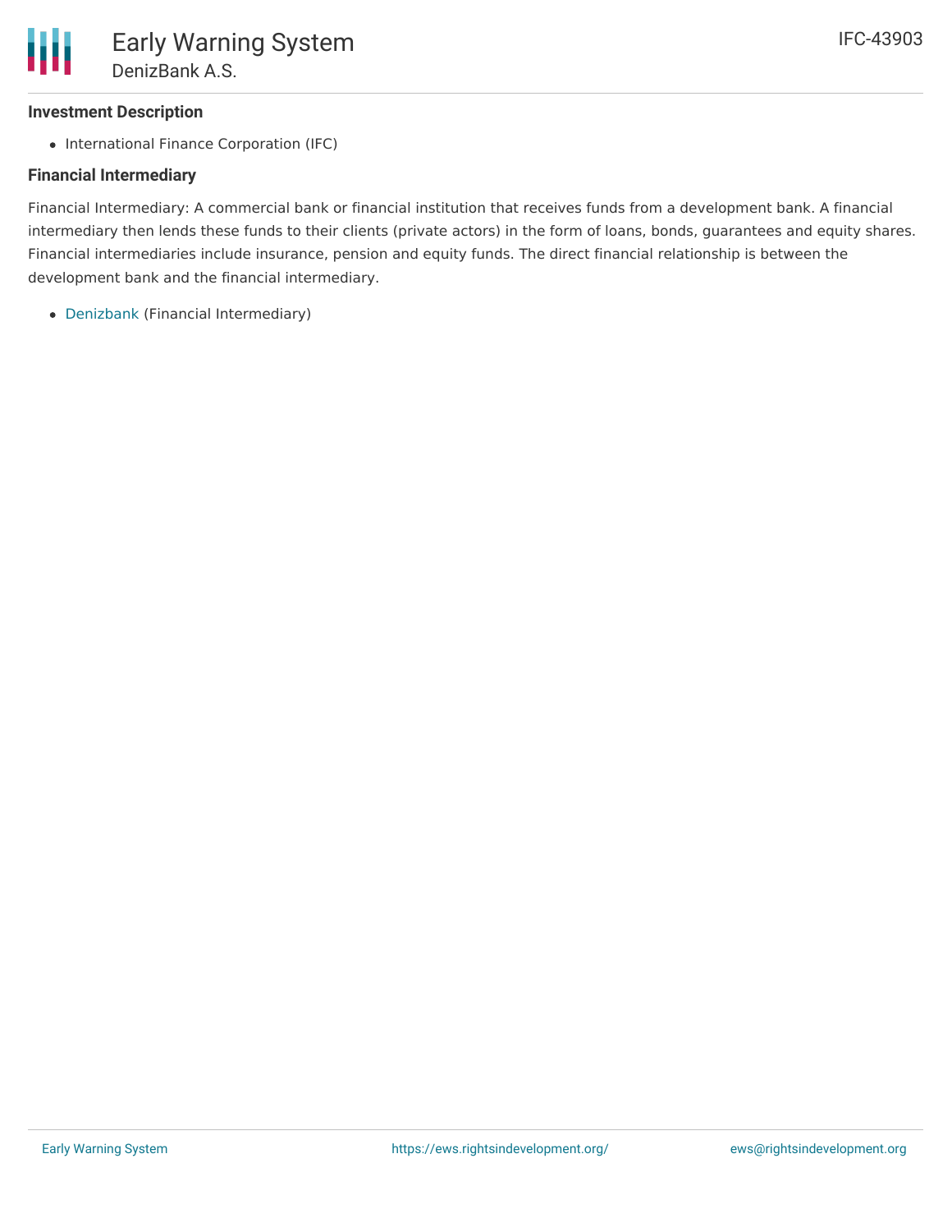### Investment Description

- International Finance Corporation (IFC)

### Financial Intermediary

Financial Intermediary: A commercial bank or financial institution that receives funds from a development bank. A financial intermediary then lends these funds to their clients (private actors) in the form of loans, bonds, guarantees and equity shares. Financial intermediaries include insurance, pension and equity funds. The direct financial relationship is between the development bank and the financial intermediary.

- Denizbank (Financial Intermediary)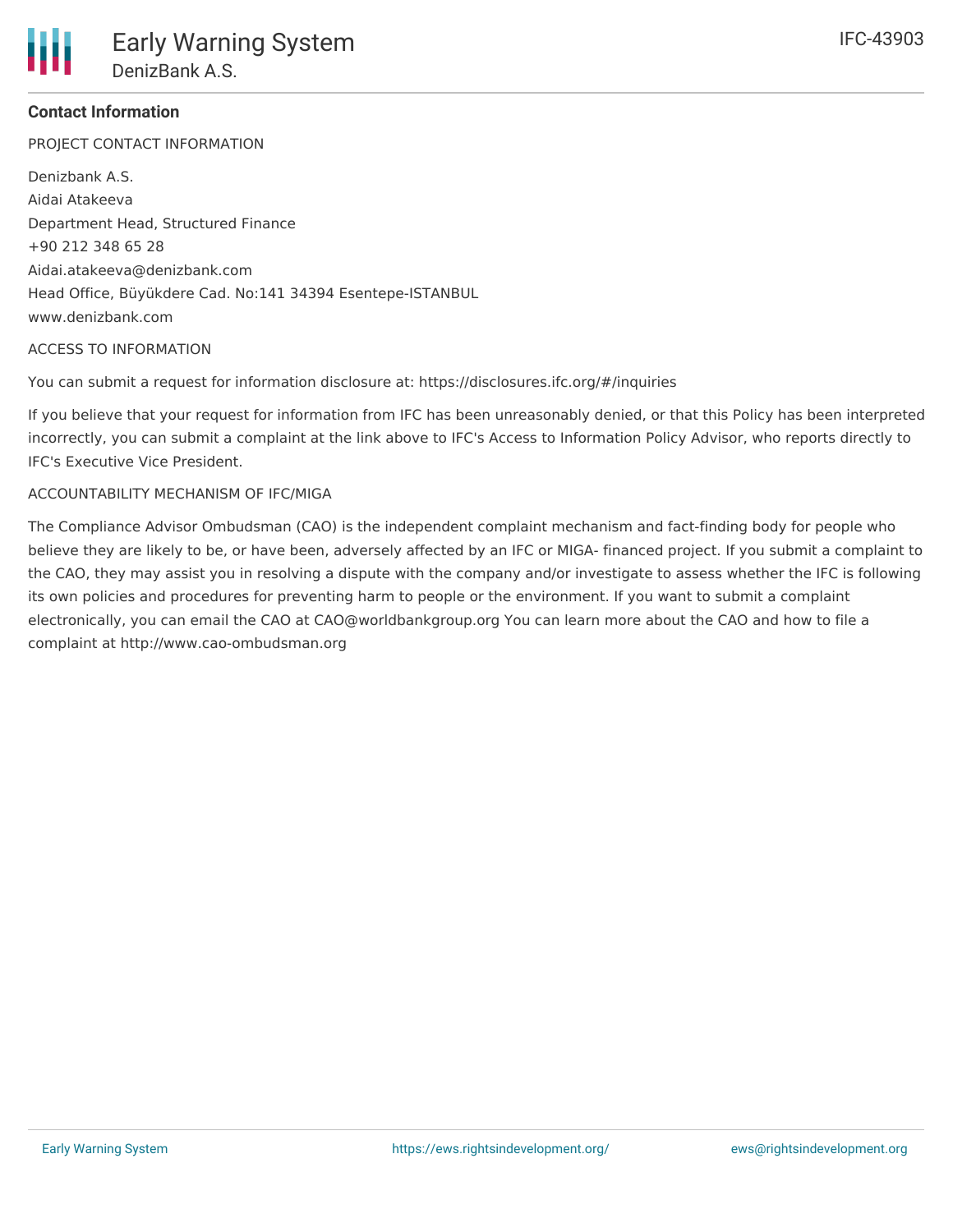## Contact Information

PROJECT CONTACT INFORMATION

Denizbank A.S.
Aidai Atakeeva
Department Head, Structured Finance
+90 212 348 65 28
Aidai.atakeeva@denizbank.com
Head Office, Büyükdere Cad. No:141 34394 Esentepe-ISTANBUL
www.denizbank.com

ACCESS TO INFORMATION

You can submit a request for information disclosure at: https://disclosures.ifc.org/#/inquiries

If you believe that your request for information from IFC has been unreasonably denied, or that this Policy has been interpreted incorrectly, you can submit a complaint at the link above to IFC's Access to Information Policy Advisor, who reports directly to IFC's Executive Vice President.

ACCOUNTABILITY MECHANISM OF IFC/MIGA

The Compliance Advisor Ombudsman (CAO) is the independent complaint mechanism and fact-finding body for people who believe they are likely to be, or have been, adversely affected by an IFC or MIGA- financed project. If you submit a complaint to the CAO, they may assist you in resolving a dispute with the company and/or investigate to assess whether the IFC is following its own policies and procedures for preventing harm to people or the environment. If you want to submit a complaint electronically, you can email the CAO at CAO@worldbankgroup.org You can learn more about the CAO and how to file a complaint at http://www.cao-ombudsman.org